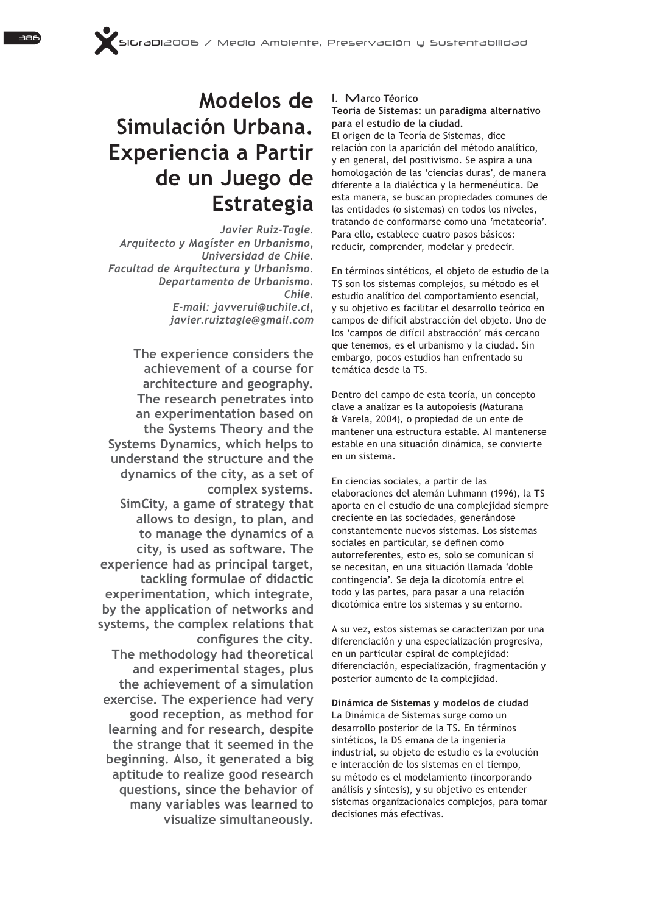# Modelos de Simulación Urbana. Experiencia a Partir de un Juego de Estrategia

*Javier Ruiz-Tagle.*
*Arquitecto y Magíster en Urbanismo, Universidad de Chile.*
*Facultad de Arquitectura y Urbanismo. Departamento de Urbanismo. Chile.*
*E-mail: javverui@uchile.cl, javier.ruiztagle@gmail.com*

**The experience considers the achievement of a course for architecture and geography. The research penetrates into an experimentation based on the Systems Theory and the Systems Dynamics, which helps to understand the structure and the dynamics of the city, as a set of complex systems. SimCity, a game of strategy that allows to design, to plan, and to manage the dynamics of a city, is used as software. The experience had as principal target, tackling formulae of didactic experimentation, which integrate, by the application of networks and systems, the complex relations that configures the city. The methodology had theoretical and experimental stages, plus the achievement of a simulation exercise. The experience had very good reception, as method for learning and for research, despite the strange that it seemed in the beginning. Also, it generated a big aptitude to realize good research questions, since the behavior of many variables was learned to visualize simultaneously.**

## I. Marco Téorico

### Teoría de Sistemas: un paradigma alternativo para el estudio de la ciudad.

El origen de la Teoría de Sistemas, dice relación con la aparición del método analítico, y en general, del positivismo. Se aspira a una homologación de las 'ciencias duras', de manera diferente a la dialéctica y la hermenéutica. De esta manera, se buscan propiedades comunes de las entidades (o sistemas) en todos los niveles, tratando de conformarse como una 'metateoría'. Para ello, establece cuatro pasos básicos: reducir, comprender, modelar y predecir.

En términos sintéticos, el objeto de estudio de la TS son los sistemas complejos, su método es el estudio analítico del comportamiento esencial, y su objetivo es facilitar el desarrollo teórico en campos de difícil abstracción del objeto. Uno de los 'campos de difícil abstracción' más cercano que tenemos, es el urbanismo y la ciudad. Sin embargo, pocos estudios han enfrentado su temática desde la TS.

Dentro del campo de esta teoría, un concepto clave a analizar es la autopoiesis (Maturana & Varela, 2004), o propiedad de un ente de mantener una estructura estable. Al mantenerse estable en una situación dinámica, se convierte en un sistema.

En ciencias sociales, a partir de las elaboraciones del alemán Luhmann (1996), la TS aporta en el estudio de una complejidad siempre creciente en las sociedades, generándose constantemente nuevos sistemas. Los sistemas sociales en particular, se definen como autorreferentes, esto es, solo se comunican si se necesitan, en una situación llamada 'doble contingencia'. Se deja la dicotomía entre el todo y las partes, para pasar a una relación dicotómica entre los sistemas y su entorno.

A su vez, estos sistemas se caracterizan por una diferenciación y una especialización progresiva, en un particular espiral de complejidad: diferenciación, especialización, fragmentación y posterior aumento de la complejidad.

### Dinámica de Sistemas y modelos de ciudad

La Dinámica de Sistemas surge como un desarrollo posterior de la TS. En términos sintéticos, la DS emana de la ingeniería industrial, su objeto de estudio es la evolución e interacción de los sistemas en el tiempo, su método es el modelamiento (incorporando análisis y síntesis), y su objetivo es entender sistemas organizacionales complejos, para tomar decisiones más efectivas.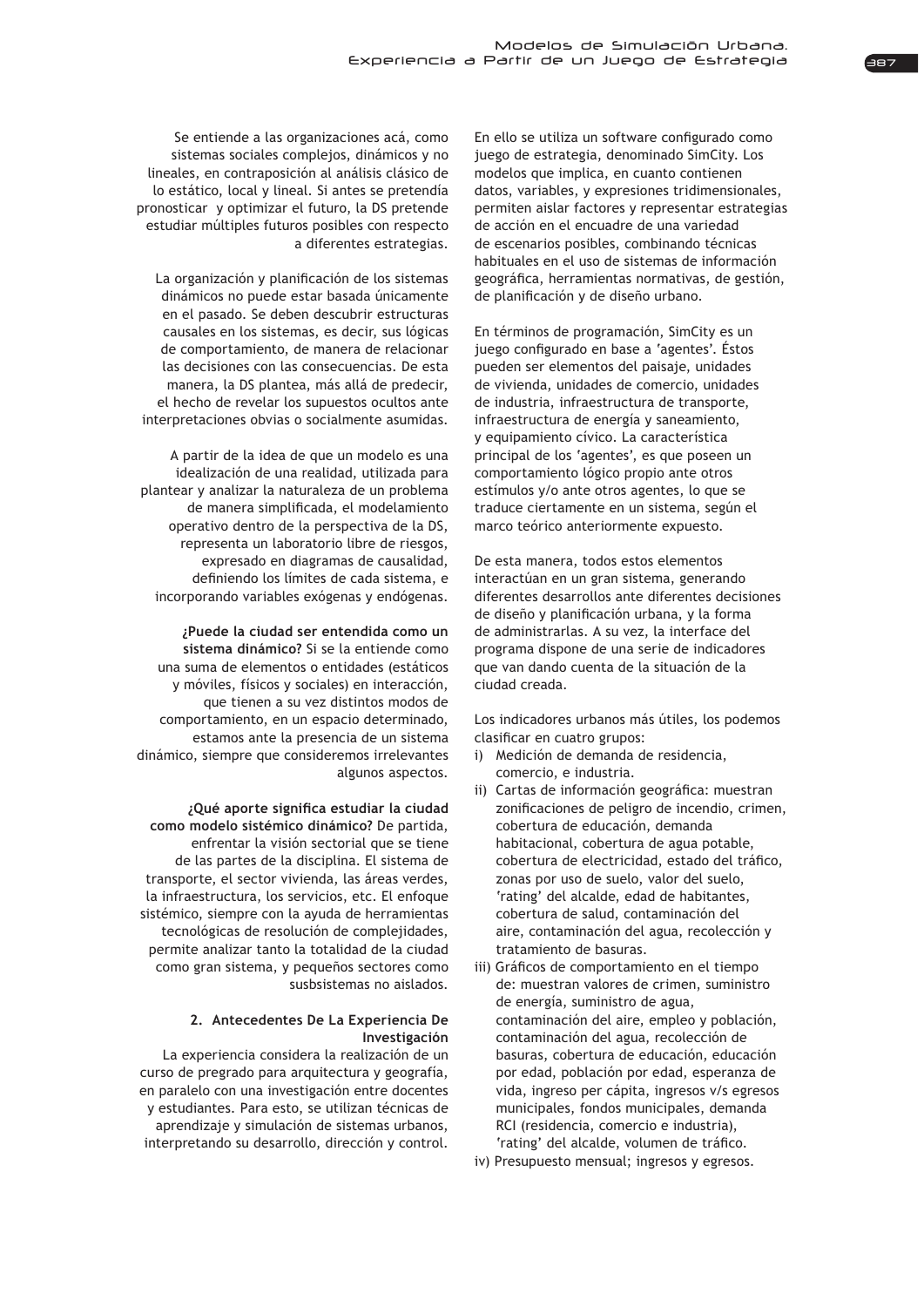Se entiende a las organizaciones acá, como sistemas sociales complejos, dinámicos y no lineales, en contraposición al análisis clásico de lo estático, local y lineal. Si antes se pretendía pronosticar y optimizar el futuro, la DS pretende estudiar múltiples futuros posibles con respecto a diferentes estrategias.

La organización y planificación de los sistemas dinámicos no puede estar basada únicamente en el pasado. Se deben descubrir estructuras causales en los sistemas, es decir, sus lógicas de comportamiento, de manera de relacionar las decisiones con las consecuencias. De esta manera, la DS plantea, más allá de predecir, el hecho de revelar los supuestos ocultos ante interpretaciones obvias o socialmente asumidas.

A partir de la idea de que un modelo es una idealización de una realidad, utilizada para plantear y analizar la naturaleza de un problema de manera simplificada, el modelamiento operativo dentro de la perspectiva de la DS, representa un laboratorio libre de riesgos, expresado en diagramas de causalidad, definiendo los límites de cada sistema, e incorporando variables exógenas y endógenas.

**¿Puede la ciudad ser entendida como un sistema dinámico?** Si se la entiende como una suma de elementos o entidades (estáticos y móviles, físicos y sociales) en interacción, que tienen a su vez distintos modos de comportamiento, en un espacio determinado, estamos ante la presencia de un sistema dinámico, siempre que consideremos irrelevantes algunos aspectos.

**¿Qué aporte significa estudiar la ciudad como modelo sistémico dinámico?** De partida, enfrentar la visión sectorial que se tiene de las partes de la disciplina. El sistema de transporte, el sector vivienda, las áreas verdes, la infraestructura, los servicios, etc. El enfoque sistémico, siempre con la ayuda de herramientas tecnológicas de resolución de complejidades, permite analizar tanto la totalidad de la ciudad como gran sistema, y pequeños sectores como susbsistemas no aislados.

## 2. Antecedentes De La Experiencia De Investigación

La experiencia considera la realización de un curso de pregrado para arquitectura y geografía, en paralelo con una investigación entre docentes y estudiantes. Para esto, se utilizan técnicas de aprendizaje y simulación de sistemas urbanos, interpretando su desarrollo, dirección y control.

En ello se utiliza un software configurado como juego de estrategia, denominado SimCity. Los modelos que implica, en cuanto contienen datos, variables, y expresiones tridimensionales, permiten aislar factores y representar estrategias de acción en el encuadre de una variedad de escenarios posibles, combinando técnicas habituales en el uso de sistemas de información geográfica, herramientas normativas, de gestión, de planificación y de diseño urbano.

En términos de programación, SimCity es un juego configurado en base a 'agentes'. Éstos pueden ser elementos del paisaje, unidades de vivienda, unidades de comercio, unidades de industria, infraestructura de transporte, infraestructura de energía y saneamiento, y equipamiento cívico. La característica principal de los 'agentes', es que poseen un comportamiento lógico propio ante otros estímulos y/o ante otros agentes, lo que se traduce ciertamente en un sistema, según el marco teórico anteriormente expuesto.

De esta manera, todos estos elementos interactúan en un gran sistema, generando diferentes desarrollos ante diferentes decisiones de diseño y planificación urbana, y la forma de administrarlas. A su vez, la interface del programa dispone de una serie de indicadores que van dando cuenta de la situación de la ciudad creada.

Los indicadores urbanos más útiles, los podemos clasificar en cuatro grupos:

i) Medición de demanda de residencia, comercio, e industria.
ii) Cartas de información geográfica: muestran zonificaciones de peligro de incendio, crimen, cobertura de educación, demanda habitacional, cobertura de agua potable, cobertura de electricidad, estado del tráfico, zonas por uso de suelo, valor del suelo, 'rating' del alcalde, edad de habitantes, cobertura de salud, contaminación del aire, contaminación del agua, recolección y tratamiento de basuras.
iii) Gráficos de comportamiento en el tiempo de: muestran valores de crimen, suministro de energía, suministro de agua, contaminación del aire, empleo y población, contaminación del agua, recolección de basuras, cobertura de educación, educación por edad, población por edad, esperanza de vida, ingreso per cápita, ingresos v/s egresos municipales, fondos municipales, demanda RCI (residencia, comercio e industria), 'rating' del alcalde, volumen de tráfico.
iv) Presupuesto mensual; ingresos y egresos.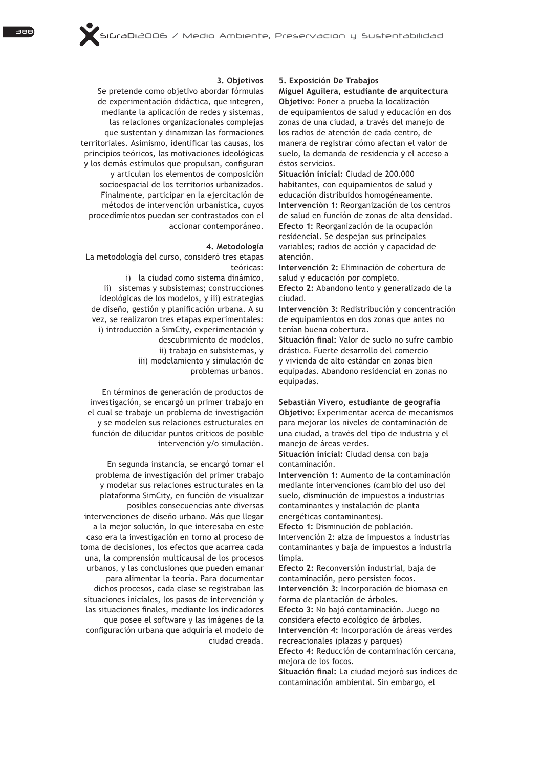### 3. Objetivos

Se pretende como objetivo abordar fórmulas de experimentación didáctica, que integren, mediante la aplicación de redes y sistemas, las relaciones organizacionales complejas que sustentan y dinamizan las formaciones territoriales. Asimismo, identificar las causas, los principios teóricos, las motivaciones ideológicas y los demás estímulos que propulsan, configuran y articulan los elementos de composición socioespacial de los territorios urbanizados. Finalmente, participar en la ejercitación de métodos de intervención urbanística, cuyos procedimientos puedan ser contrastados con el accionar contemporáneo.

### 4. Metodología

La metodología del curso, consideró tres etapas teóricas:

i) la ciudad como sistema dinámico,
ii) sistemas y subsistemas; construcciones ideológicas de los modelos, y iii) estrategias de diseño, gestión y planificación urbana. A su vez, se realizaron tres etapas experimentales:
i) introducción a SimCity, experimentación y descubrimiento de modelos,
ii) trabajo en subsistemas, y
iii) modelamiento y simulación de problemas urbanos.

En términos de generación de productos de investigación, se encargó un primer trabajo en el cual se trabaje un problema de investigación y se modelen sus relaciones estructurales en función de dilucidar puntos críticos de posible intervención y/o simulación.

En segunda instancia, se encargó tomar el problema de investigación del primer trabajo y modelar sus relaciones estructurales en la plataforma SimCity, en función de visualizar posibles consecuencias ante diversas intervenciones de diseño urbano. Más que llegar a la mejor solución, lo que interesaba en este caso era la investigación en torno al proceso de toma de decisiones, los efectos que acarrea cada una, la comprensión multicausal de los procesos urbanos, y las conclusiones que pueden emanar para alimentar la teoría. Para documentar dichos procesos, cada clase se registraban las situaciones iniciales, los pasos de intervención y las situaciones finales, mediante los indicadores que posee el software y las imágenes de la configuración urbana que adquiría el modelo de ciudad creada.

### 5. Exposición De Trabajos

**Miguel Aguilera, estudiante de arquitectura**

**Objetivo**: Poner a prueba la localización de equipamientos de salud y educación en dos zonas de una ciudad, a través del manejo de los radios de atención de cada centro, de manera de registrar cómo afectan el valor de suelo, la demanda de residencia y el acceso a éstos servicios.

**Situación inicial:** Ciudad de 200.000 habitantes, con equipamientos de salud y educación distribuidos homogéneamente.

**Intervención 1:** Reorganización de los centros de salud en función de zonas de alta densidad.

**Efecto 1:** Reorganización de la ocupación residencial. Se despejan sus principales variables; radios de acción y capacidad de atención.

**Intervención 2:** Eliminación de cobertura de salud y educación por completo.

**Efecto 2:** Abandono lento y generalizado de la ciudad.

**Intervención 3:** Redistribución y concentración de equipamientos en dos zonas que antes no tenían buena cobertura.

**Situación final:** Valor de suelo no sufre cambio drástico. Fuerte desarrollo del comercio y vivienda de alto estándar en zonas bien equipadas. Abandono residencial en zonas no equipadas.

**Sebastián Vivero, estudiante de geografía**

**Objetivo:** Experimentar acerca de mecanismos para mejorar los niveles de contaminación de una ciudad, a través del tipo de industria y el manejo de áreas verdes.

**Situación inicial:** Ciudad densa con baja contaminación.

**Intervención 1:** Aumento de la contaminación mediante intervenciones (cambio del uso del suelo, disminución de impuestos a industrias contaminantes y instalación de planta energéticas contaminantes).

**Efecto 1:** Disminución de población.

Intervención 2: alza de impuestos a industrias contaminantes y baja de impuestos a industria limpia.

**Efecto 2:** Reconversión industrial, baja de contaminación, pero persisten focos.

**Intervención 3:** Incorporación de biomasa en forma de plantación de árboles.

**Efecto 3:** No bajó contaminación. Juego no considera efecto ecológico de árboles.

**Intervención 4:** Incorporación de áreas verdes recreacionales (plazas y parques)

**Efecto 4:** Reducción de contaminación cercana, mejora de los focos.

**Situación final:** La ciudad mejoró sus índices de contaminación ambiental. Sin embargo, el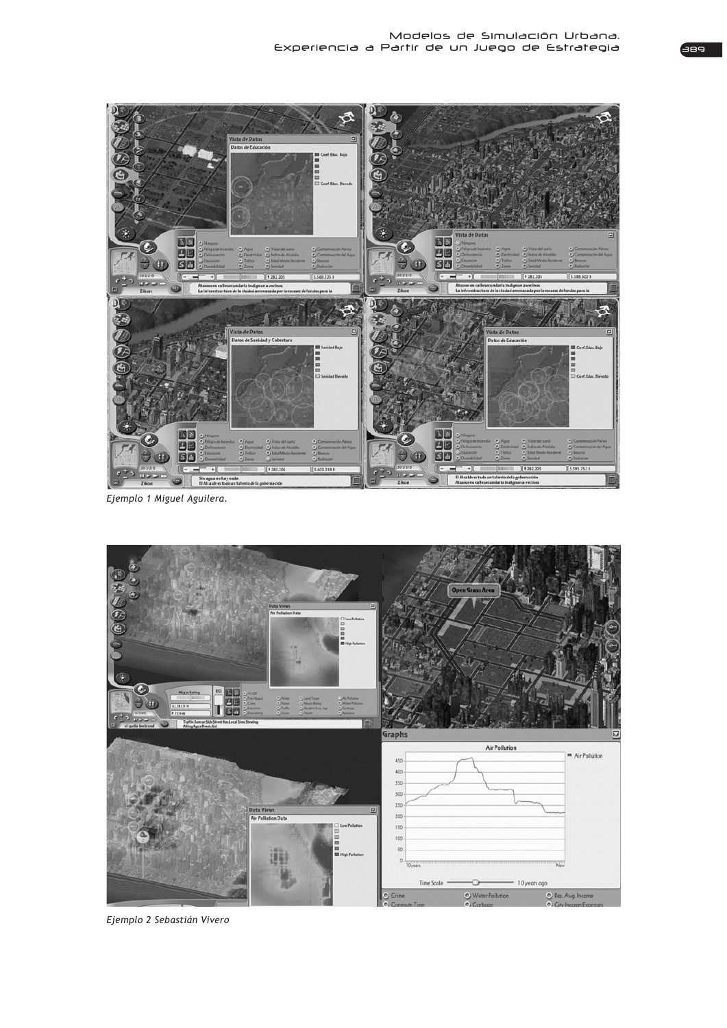*Ejemplo 1 Miguel Aguilera.*

*Ejemplo 2 Sebastián Vivero*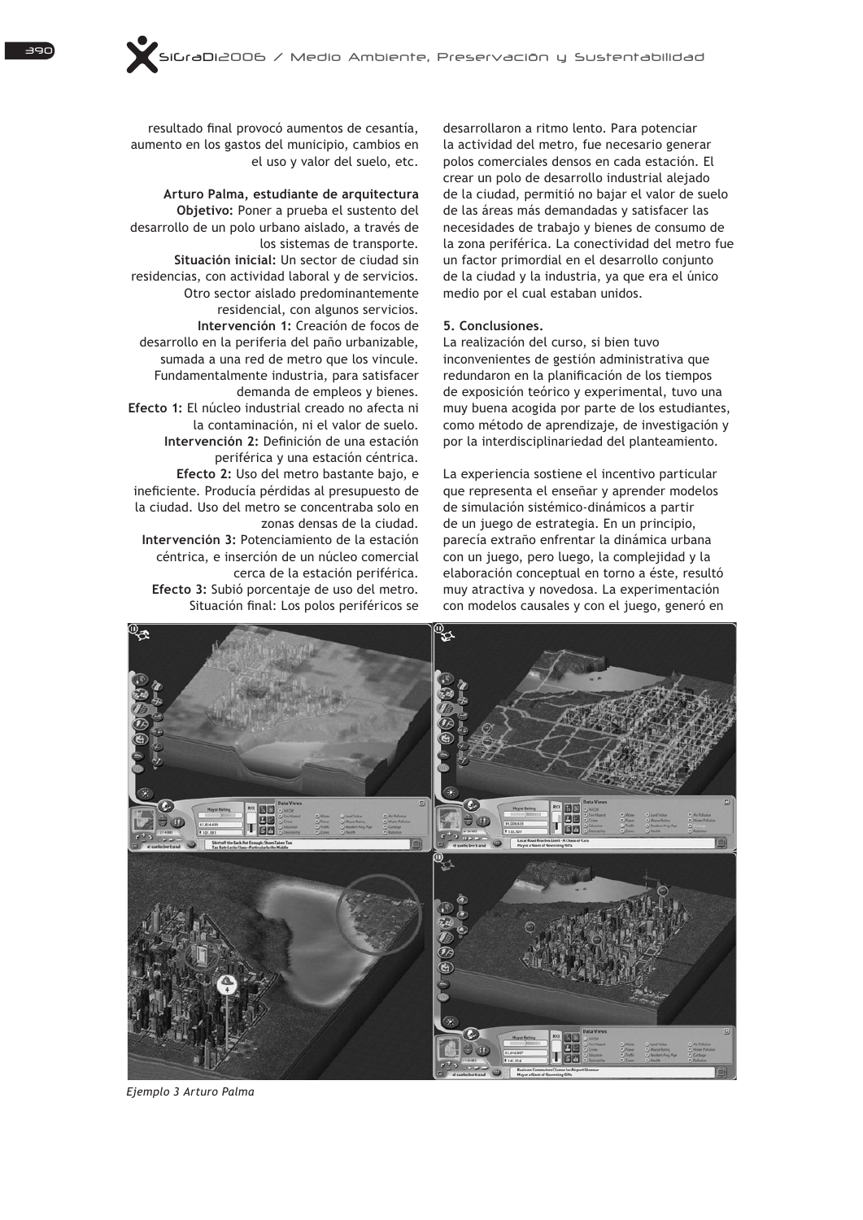resultado final provocó aumentos de cesantía, aumento en los gastos del municipio, cambios en el uso y valor del suelo, etc.

**Arturo Palma, estudiante de arquitectura**
**Objetivo:** Poner a prueba el sustento del desarrollo de un polo urbano aislado, a través de los sistemas de transporte.
**Situación inicial:** Un sector de ciudad sin residencias, con actividad laboral y de servicios. Otro sector aislado predominantemente residencial, con algunos servicios.
**Intervención 1:** Creación de focos de desarrollo en la periferia del paño urbanizable, sumada a una red de metro que los vincule. Fundamentalmente industria, para satisfacer demanda de empleos y bienes.
**Efecto 1:** El núcleo industrial creado no afecta ni la contaminación, ni el valor de suelo.
**Intervención 2:** Definición de una estación periférica y una estación céntrica.
**Efecto 2:** Uso del metro bastante bajo, e ineficiente. Producía pérdidas al presupuesto de la ciudad. Uso del metro se concentraba solo en zonas densas de la ciudad.
**Intervención 3:** Potenciamiento de la estación céntrica, e inserción de un núcleo comercial cerca de la estación periférica.
**Efecto 3:** Subió porcentaje de uso del metro.
Situación final: Los polos periféricos se desarrollaron a ritmo lento. Para potenciar la actividad del metro, fue necesario generar polos comerciales densos en cada estación. El crear un polo de desarrollo industrial alejado de la ciudad, permitió no bajar el valor de suelo de las áreas más demandadas y satisfacer las necesidades de trabajo y bienes de consumo de la zona periférica. La conectividad del metro fue un factor primordial en el desarrollo conjunto de la ciudad y la industria, ya que era el único medio por el cual estaban unidos.

## 5. Conclusiones.

La realización del curso, si bien tuvo inconvenientes de gestión administrativa que redundaron en la planificación de los tiempos de exposición teórico y experimental, tuvo una muy buena acogida por parte de los estudiantes, como método de aprendizaje, de investigación y por la interdisciplinariedad del planteamiento.

La experiencia sostiene el incentivo particular que representa el enseñar y aprender modelos de simulación sistémico-dinámicos a partir de un juego de estrategia. En un principio, parecía extraño enfrentar la dinámica urbana con un juego, pero luego, la complejidad y la elaboración conceptual en torno a éste, resultó muy atractiva y novedosa. La experimentación con modelos causales y con el juego, generó en

*Ejemplo 3 Arturo Palma*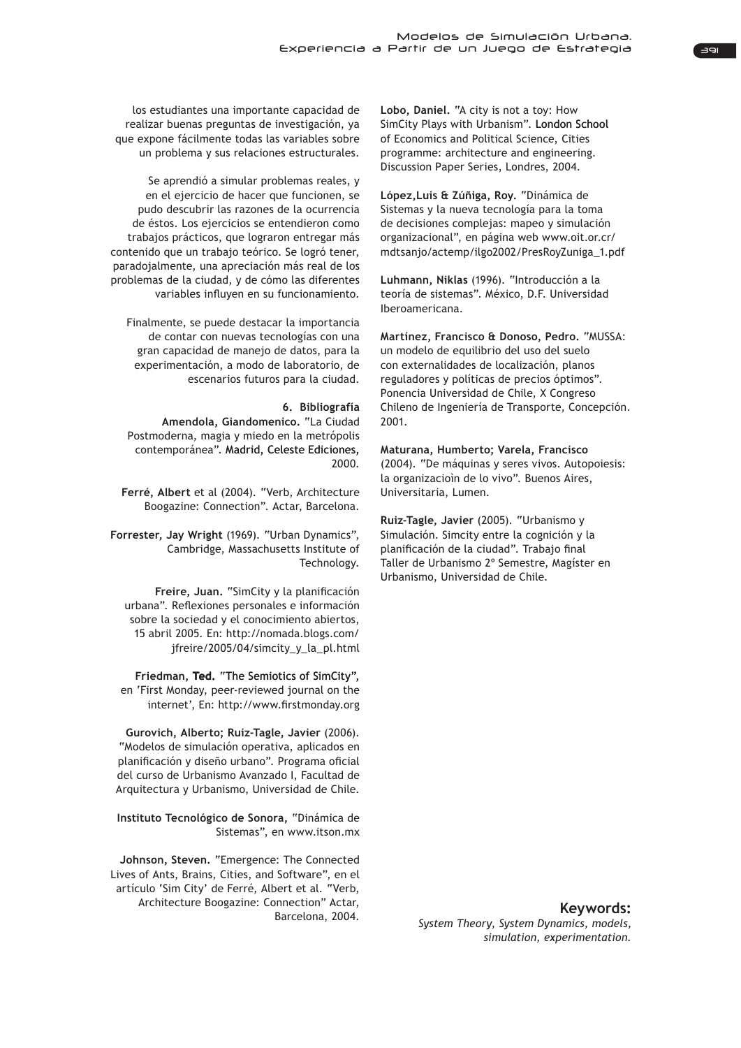los estudiantes una importante capacidad de realizar buenas preguntas de investigación, ya que expone fácilmente todas las variables sobre un problema y sus relaciones estructurales.

Se aprendió a simular problemas reales, y en el ejercicio de hacer que funcionen, se pudo descubrir las razones de la ocurrencia de éstos. Los ejercicios se entendieron como trabajos prácticos, que lograron entregar más contenido que un trabajo teórico. Se logró tener, paradojalmente, una apreciación más real de los problemas de la ciudad, y de cómo las diferentes variables influyen en su funcionamiento.

Finalmente, se puede destacar la importancia de contar con nuevas tecnologías con una gran capacidad de manejo de datos, para la experimentación, a modo de laboratorio, de escenarios futuros para la ciudad.

## 6. Bibliografía

**Amendola, Giandomenico.** "La Ciudad Postmoderna, magia y miedo en la metrópolis contemporánea". **Madrid, Celeste Ediciones,** 2000.

**Ferré, Albert** et al (2004). "Verb, Architecture Boogazine: Connection". Actar, Barcelona.

**Forrester, Jay Wright** (1969). "Urban Dynamics", Cambridge, Massachusetts Institute of Technology.

**Freire, Juan.** "SimCity y la planificación urbana". Reflexiones personales e información sobre la sociedad y el conocimiento abiertos, 15 abril 2005. En: http://nomada.blogs.com/jfreire/2005/04/simcity_y_la_pl.html

**Friedman, Ted.** "The Semiotics of SimCity", en 'First Monday, peer-reviewed journal on the internet', En: http://www.firstmonday.org

**Gurovich, Alberto; Ruiz-Tagle, Javier** (2006). "Modelos de simulación operativa, aplicados en planificación y diseño urbano". Programa oficial del curso de Urbanismo Avanzado I, Facultad de Arquitectura y Urbanismo, Universidad de Chile.

**Instituto Tecnológico de Sonora,** "Dinámica de Sistemas", en www.itson.mx

**Johnson, Steven.** "Emergence: The Connected Lives of Ants, Brains, Cities, and Software", en el artículo 'Sim City' de Ferré, Albert et al. "Verb, Architecture Boogazine: Connection" Actar, Barcelona, 2004.

**Lobo, Daniel.** "A city is not a toy: How SimCity Plays with Urbanism". London School of Economics and Political Science, Cities programme: architecture and engineering. Discussion Paper Series, Londres, 2004.

**López,Luis & Zúñiga, Roy.** "Dinámica de Sistemas y la nueva tecnología para la toma de decisiones complejas: mapeo y simulación organizacional", en página web www.oit.or.cr/mdtsanjo/actemp/ilgo2002/PresRoyZuniga_1.pdf

**Luhmann, Niklas** (1996). "Introducción a la teoría de sistemas". México, D.F. Universidad Iberoamericana.

**Martínez, Francisco & Donoso, Pedro.** "MUSSA: un modelo de equilibrio del uso del suelo con externalidades de localización, planos reguladores y políticas de precios óptimos". Ponencia Universidad de Chile, X Congreso Chileno de Ingeniería de Transporte, Concepción. 2001.

**Maturana, Humberto; Varela, Francisco** (2004). "De máquinas y seres vivos. Autopoiesis: la organizacioìn de lo vivo". Buenos Aires, Universitaria, Lumen.

**Ruiz-Tagle, Javier** (2005). "Urbanismo y Simulación. Simcity entre la cognición y la planificación de la ciudad". Trabajo final Taller de Urbanismo 2º Semestre, Magíster en Urbanismo, Universidad de Chile.

**Keywords:**
*System Theory, System Dynamics, models, simulation, experimentation.*